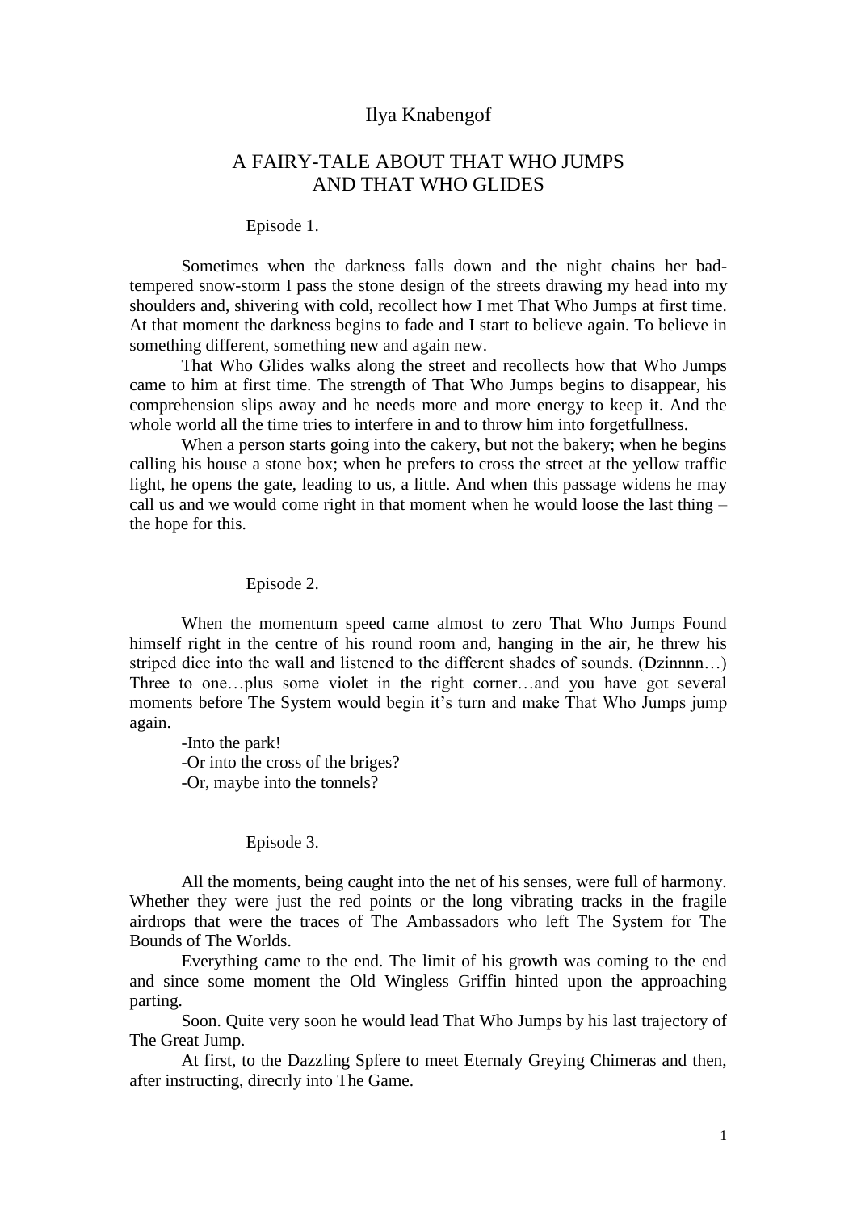Ilya Knabengof

# A FAIRY-TALE ABOUT THAT WHO JUMPS AND THAT WHO GLIDES

## Episode 1.

Sometimes when the darkness falls down and the night chains her bad-tempered snow-storm I pass the stone design of the streets drawing my head into my shoulders and, shivering with cold, recollect how I met That Who Jumps at first time. At that moment the darkness begins to fade and I start to believe again. To believe in something different, something new and again new.

That Who Glides walks along the street and recollects how that Who Jumps came to him at first time. The strength of That Who Jumps begins to disappear, his comprehension slips away and he needs more and more energy to keep it. And the whole world all the time tries to interfere in and to throw him into forgetfullness.

When a person starts going into the cakery, but not the bakery; when he begins calling his house a stone box; when he prefers to cross the street at the yellow traffic light, he opens the gate, leading to us, a little. And when this passage widens he may call us and we would come right in that moment when he would loose the last thing – the hope for this.

## Episode 2.

When the momentum speed came almost to zero That Who Jumps Found himself right in the centre of his round room and, hanging in the air, he threw his striped dice into the wall and listened to the different shades of sounds. (Dzinnnn…) Three to one…plus some violet in the right corner…and you have got several moments before The System would begin it's turn and make That Who Jumps jump again.

-Into the park!

-Or into the cross of the briges?

-Or, maybe into the tonnels?

## Episode 3.

All the moments, being caught into the net of his senses, were full of harmony. Whether they were just the red points or the long vibrating tracks in the fragile airdrops that were the traces of The Ambassadors who left The System for The Bounds of The Worlds.

Everything came to the end. The limit of his growth was coming to the end and since some moment the Old Wingless Griffin hinted upon the approaching parting.

Soon. Quite very soon he would lead That Who Jumps by his last trajectory of The Great Jump.

At first, to the Dazzling Spfere to meet Eternaly Greying Chimeras and then, after instructing, direcrly into The Game.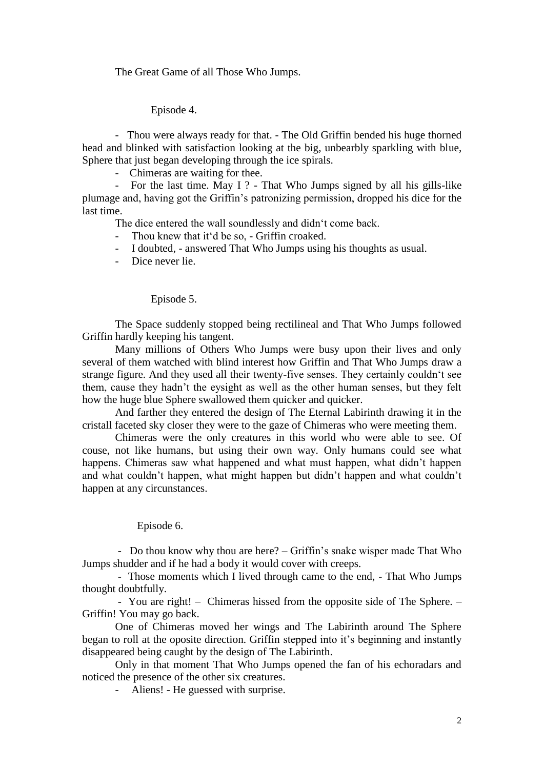The Great Game of all Those Who Jumps.

Episode 4.

- Thou were always ready for that. - The Old Griffin bended his huge thorned head and blinked with satisfaction looking at the big, unbearbly sparkling with blue, Sphere that just began developing through the ice spirals.

- Chimeras are waiting for thee.

- For the last time. May I ? - That Who Jumps signed by all his gills-like plumage and, having got the Griffin's patronizing permission, dropped his dice for the last time.

The dice entered the wall soundlessly and didn't come back.

- Thou knew that it'd be so, - Griffin croaked.

- I doubted, - answered That Who Jumps using his thoughts as usual.

- Dice never lie.

Episode 5.

The Space suddenly stopped being rectilineal and That Who Jumps followed Griffin hardly keeping his tangent.

Many millions of Others Who Jumps were busy upon their lives and only several of them watched with blind interest how Griffin and That Who Jumps draw a strange figure. And they used all their twenty-five senses. They certainly couldn't see them, cause they hadn't the eysight as well as the other human senses, but they felt how the huge blue Sphere swallowed them quicker and quicker.

And farther they entered the design of The Eternal Labirinth drawing it in the cristall faceted sky closer they were to the gaze of Chimeras who were meeting them.

Chimeras were the only creatures in this world who were able to see. Of couse, not like humans, but using their own way. Only humans could see what happens. Chimeras saw what happened and what must happen, what didn't happen and what couldn't happen, what might happen but didn't happen and what couldn't happen at any circunstances.

Episode 6.

- Do thou know why thou are here? – Griffin's snake wisper made That Who Jumps shudder and if he had a body it would cover with creeps.

- Those moments which I lived through came to the end, - That Who Jumps thought doubtfully.

- You are right! – Chimeras hissed from the opposite side of The Sphere. – Griffin! You may go back.

One of Chimeras moved her wings and The Labirinth around The Sphere began to roll at the oposite direction. Griffin stepped into it's beginning and instantly disappeared being caught by the design of The Labirinth.

Only in that moment That Who Jumps opened the fan of his echoradars and noticed the presence of the other six creatures.

- Aliens! - He guessed with surprise.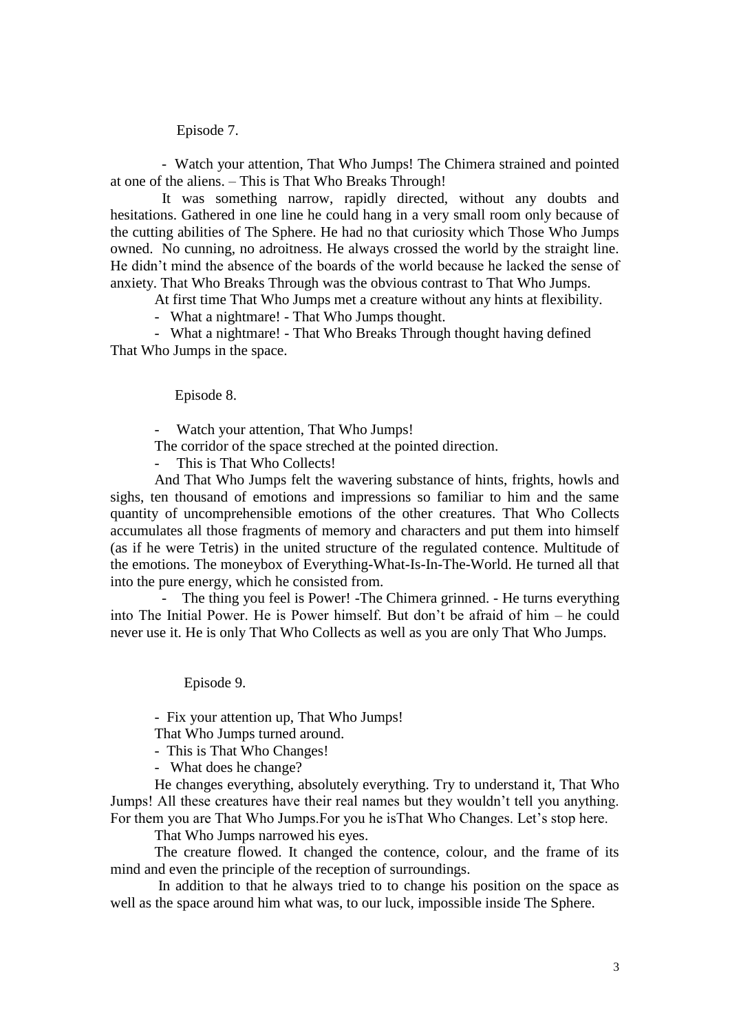Episode 7.

- Watch your attention, That Who Jumps! The Chimera strained and pointed at one of the aliens. – This is That Who Breaks Through!

It was something narrow, rapidly directed, without any doubts and hesitations. Gathered in one line he could hang in a very small room only because of the cutting abilities of The Sphere. He had no that curiosity which Those Who Jumps owned. No cunning, no adroitness. He always crossed the world by the straight line. He didn't mind the absence of the boards of the world because he lacked the sense of anxiety. That Who Breaks Through was the obvious contrast to That Who Jumps.

At first time That Who Jumps met a creature without any hints at flexibility.

- What a nightmare! - That Who Jumps thought.
- What a nightmare! - That Who Breaks Through thought having defined That Who Jumps in the space.

Episode 8.

- Watch your attention, That Who Jumps!

The corridor of the space streched at the pointed direction.

- This is That Who Collects!

And That Who Jumps felt the wavering substance of hints, frights, howls and sighs, ten thousand of emotions and impressions so familiar to him and the same quantity of uncomprehensible emotions of the other creatures. That Who Collects accumulates all those fragments of memory and characters and put them into himself (as if he were Tetris) in the united structure of the regulated contence. Multitude of the emotions. The moneybox of Everything-What-Is-In-The-World. He turned all that into the pure energy, which he consisted from.

- The thing you feel is Power! -The Chimera grinned. - He turns everything into The Initial Power. He is Power himself. But don't be afraid of him – he could never use it. He is only That Who Collects as well as you are only That Who Jumps.

Episode 9.

- Fix your attention up, That Who Jumps!

That Who Jumps turned around.

- This is That Who Changes!
- What does he change?

He changes everything, absolutely everything. Try to understand it, That Who Jumps! All these creatures have their real names but they wouldn't tell you anything. For them you are That Who Jumps.For you he isThat Who Changes. Let's stop here.

That Who Jumps narrowed his eyes.

The creature flowed. It changed the contence, colour, and the frame of its mind and even the principle of the reception of surroundings.

In addition to that he always tried to to change his position on the space as well as the space around him what was, to our luck, impossible inside The Sphere.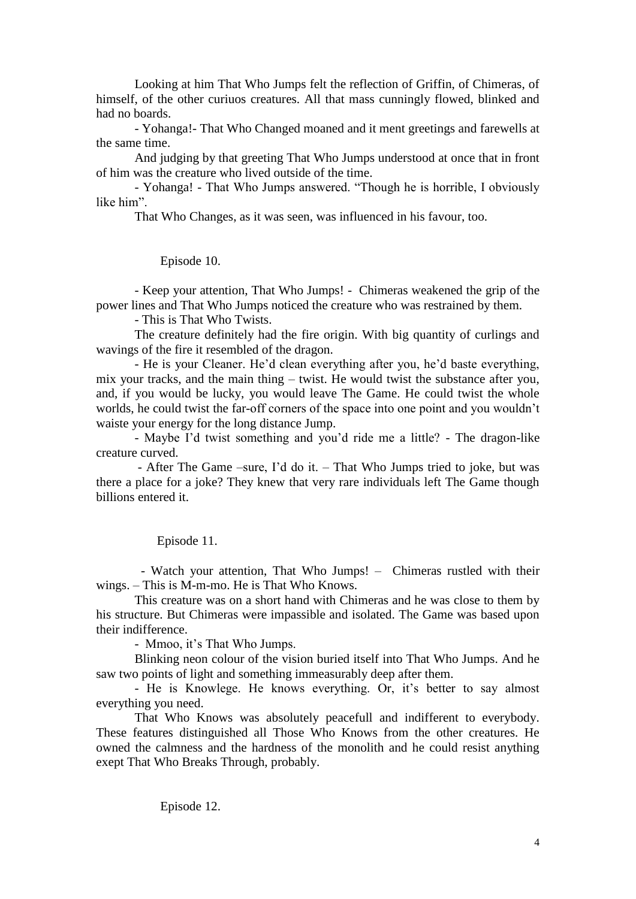Looking at him That Who Jumps felt the reflection of Griffin, of Chimeras, of himself, of the other curiuos creatures. All that mass cunningly flowed, blinked and had no boards.

- Yohanga!- That Who Changed moaned and it ment greetings and farewells at the same time.

And judging by that greeting That Who Jumps understood at once that in front of him was the creature who lived outside of the time.

- Yohanga! - That Who Jumps answered. "Though he is horrible, I obviously like him".

That Who Changes, as it was seen, was influenced in his favour, too.

Episode 10.

- Keep your attention, That Who Jumps! - Chimeras weakened the grip of the power lines and That Who Jumps noticed the creature who was restrained by them.

- This is That Who Twists.

The creature definitely had the fire origin. With big quantity of curlings and wavings of the fire it resembled of the dragon.

- He is your Cleaner. He'd clean everything after you, he'd baste everything, mix your tracks, and the main thing – twist. He would twist the substance after you, and, if you would be lucky, you would leave The Game. He could twist the whole worlds, he could twist the far-off corners of the space into one point and you wouldn't waiste your energy for the long distance Jump.

- Maybe I'd twist something and you'd ride me a little? - The dragon-like creature curved.

- After The Game –sure, I'd do it. – That Who Jumps tried to joke, but was there a place for a joke? They knew that very rare individuals left The Game though billions entered it.

Episode 11.

- Watch your attention, That Who Jumps! – Chimeras rustled with their wings. – This is M-m-mo. He is That Who Knows.

This creature was on a short hand with Chimeras and he was close to them by his structure. But Chimeras were impassible and isolated. The Game was based upon their indifference.

- Mmoo, it's That Who Jumps.

Blinking neon colour of the vision buried itself into That Who Jumps. And he saw two points of light and something immeasurably deep after them.

- He is Knowlege. He knows everything. Or, it's better to say almost everything you need.

That Who Knows was absolutely peacefull and indifferent to everybody. These features distinguished all Those Who Knows from the other creatures. He owned the calmness and the hardness of the monolith and he could resist anything exept That Who Breaks Through, probably.

Episode 12.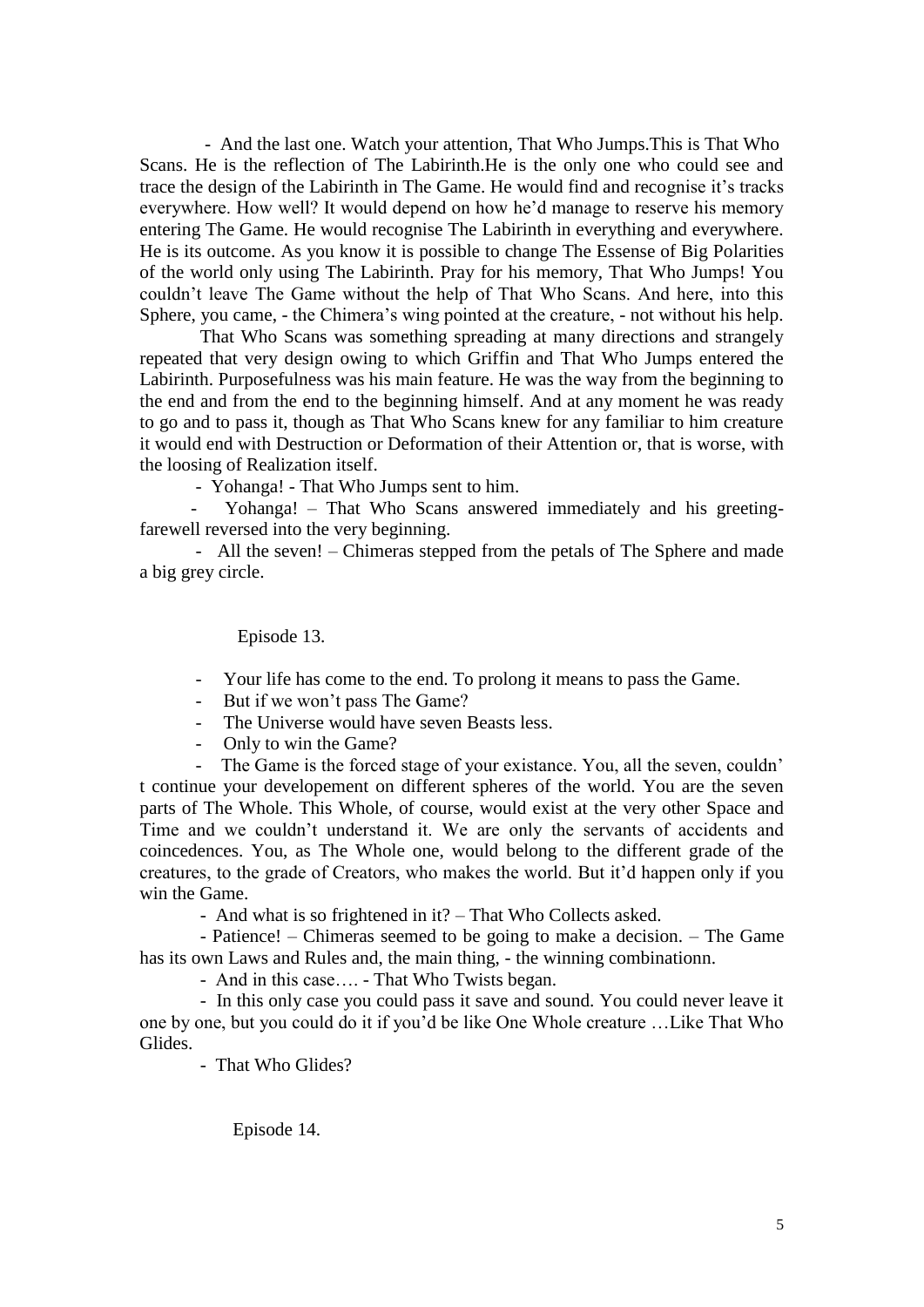- And the last one. Watch your attention, That Who Jumps.This is That Who Scans. He is the reflection of The Labirinth.He is the only one who could see and trace the design of the Labirinth in The Game. He would find and recognise it's tracks everywhere. How well? It would depend on how he'd manage to reserve his memory entering The Game. He would recognise The Labirinth in everything and everywhere. He is its outcome. As you know it is possible to change The Essense of Big Polarities of the world only using The Labirinth. Pray for his memory, That Who Jumps! You couldn't leave The Game without the help of That Who Scans. And here, into this Sphere, you came, - the Chimera's wing pointed at the creature, - not without his help.

That Who Scans was something spreading at many directions and strangely repeated that very design owing to which Griffin and That Who Jumps entered the Labirinth. Purposefulness was his main feature. He was the way from the beginning to the end and from the end to the beginning himself. And at any moment he was ready to go and to pass it, though as That Who Scans knew for any familiar to him creature it would end with Destruction or Deformation of their Attention or, that is worse, with the loosing of Realization itself.

- Yohanga! - That Who Jumps sent to him.

- Yohanga! – That Who Scans answered immediately and his greeting-farewell reversed into the very beginning.

- All the seven! – Chimeras stepped from the petals of The Sphere and made a big grey circle.

Episode 13.

- Your life has come to the end. To prolong it means to pass the Game.
- But if we won't pass The Game?
- The Universe would have seven Beasts less.
- Only to win the Game?
- The Game is the forced stage of your existance. You, all the seven, couldn't continue your developement on different spheres of the world. You are the seven parts of The Whole. This Whole, of course, would exist at the very other Space and Time and we couldn't understand it. We are only the servants of accidents and coincedences. You, as The Whole one, would belong to the different grade of the creatures, to the grade of Creators, who makes the world. But it'd happen only if you win the Game.

- And what is so frightened in it? – That Who Collects asked.

- Patience! – Chimeras seemed to be going to make a decision. – The Game has its own Laws and Rules and, the main thing, - the winning combinationn.

- And in this case…. - That Who Twists began.

- In this only case you could pass it save and sound. You could never leave it one by one, but you could do it if you'd be like One Whole creature …Like That Who Glides.

- That Who Glides?

Episode 14.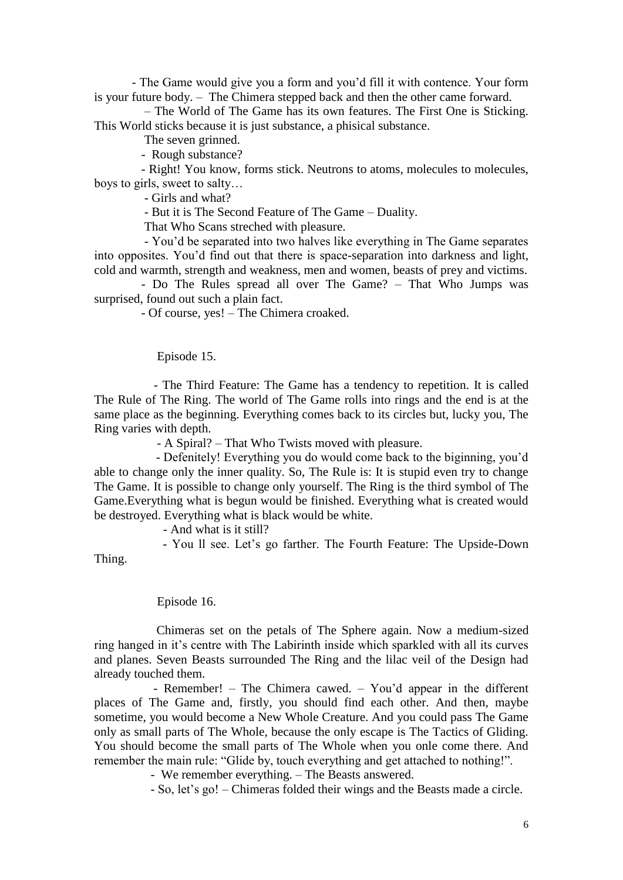- The Game would give you a form and you'd fill it with contence. Your form is your future body. – The Chimera stepped back and then the other came forward.

– The World of The Game has its own features. The First One is Sticking. This World sticks because it is just substance, a phisical substance.

The seven grinned.

- Rough substance?

- Right! You know, forms stick. Neutrons to atoms, molecules to molecules, boys to girls, sweet to salty…

- Girls and what?

- But it is The Second Feature of The Game – Duality.

That Who Scans streched with pleasure.

- You'd be separated into two halves like everything in The Game separates into opposites. You'd find out that there is space-separation into darkness and light, cold and warmth, strength and weakness, men and women, beasts of prey and victims.

- Do The Rules spread all over The Game? – That Who Jumps was surprised, found out such a plain fact.

- Of course, yes! – The Chimera croaked.

Episode 15.

- The Third Feature: The Game has a tendency to repetition. It is called The Rule of The Ring. The world of The Game rolls into rings and the end is at the same place as the beginning. Everything comes back to its circles but, lucky you, The Ring varies with depth.

- A Spiral? – That Who Twists moved with pleasure.

- Defenitely! Everything you do would come back to the biginning, you'd able to change only the inner quality. So, The Rule is: It is stupid even try to change The Game. It is possible to change only yourself. The Ring is the third symbol of The Game.Everything what is begun would be finished. Everything what is created would be destroyed. Everything what is black would be white.

- And what is it still?

- You ll see. Let's go farther. The Fourth Feature: The Upside-Down Thing.

Episode 16.

Chimeras set on the petals of The Sphere again. Now a medium-sized ring hanged in it's centre with The Labirinth inside which sparkled with all its curves and planes. Seven Beasts surrounded The Ring and the lilac veil of the Design had already touched them.

- Remember! – The Chimera cawed. – You'd appear in the different places of The Game and, firstly, you should find each other. And then, maybe sometime, you would become a New Whole Creature. And you could pass The Game only as small parts of The Whole, because the only escape is The Tactics of Gliding. You should become the small parts of The Whole when you onle come there. And remember the main rule: "Glide by, touch everything and get attached to nothing!".

- We remember everything. – The Beasts answered.

- So, let's go! – Chimeras folded their wings and the Beasts made a circle.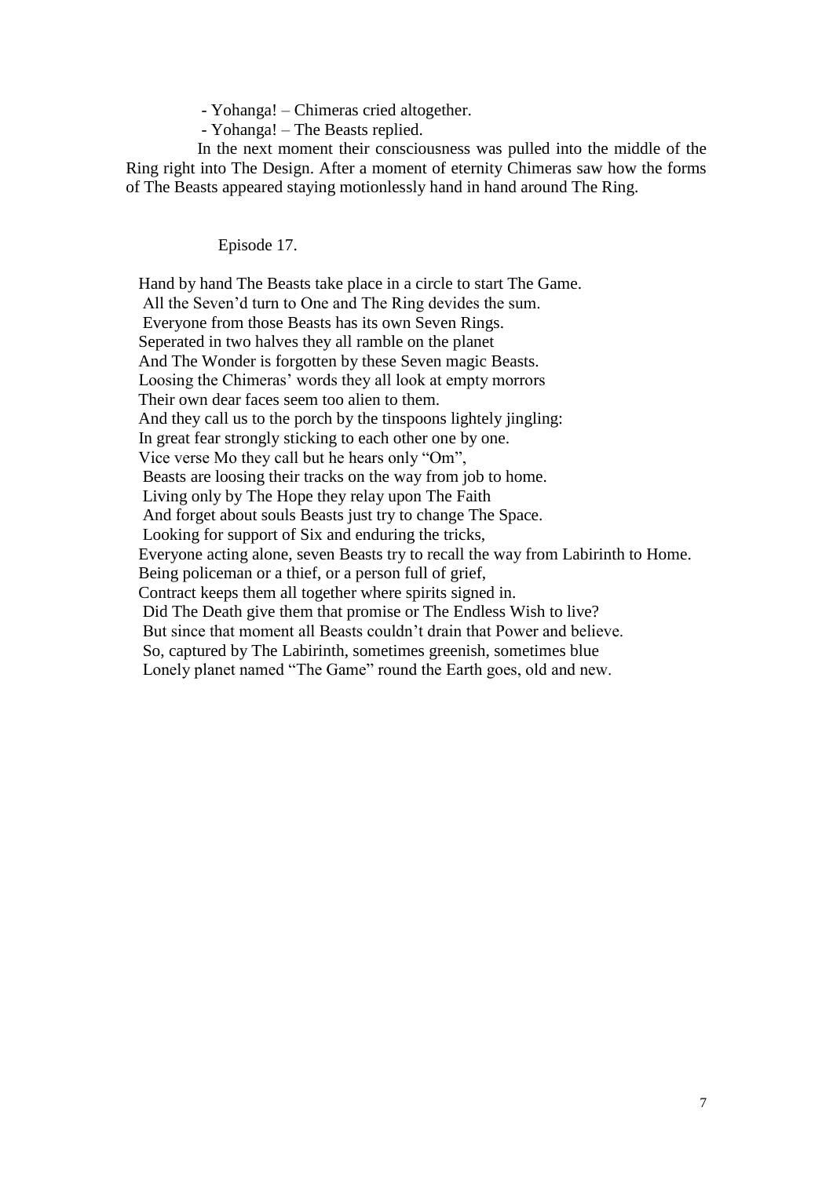- Yohanga! – Chimeras cried altogether.

- Yohanga! – The Beasts replied.

In the next moment their consciousness was pulled into the middle of the Ring right into The Design. After a moment of eternity Chimeras saw how the forms of The Beasts appeared staying motionlessly hand in hand around The Ring.

## Episode 17.

Hand by hand The Beasts take place in a circle to start The Game.  
All the Seven'd turn to One and The Ring devides the sum.  
Everyone from those Beasts has its own Seven Rings.  
Seperated in two halves they all ramble on the planet  
And The Wonder is forgotten by these Seven magic Beasts.  
Loosing the Chimeras' words they all look at empty morrors  
Their own dear faces seem too alien to them.  
And they call us to the porch by the tinspoons lightely jingling:  
In great fear strongly sticking to each other one by one.  
Vice verse Mo they call but he hears only "Om",  
Beasts are loosing their tracks on the way from job to home.  
Living only by The Hope they relay upon The Faith  
And forget about souls Beasts just try to change The Space.  
Looking for support of Six and enduring the tricks,  
Everyone acting alone, seven Beasts try to recall the way from Labirinth to Home.  
Being policeman or a thief, or a person full of grief,  
Contract keeps them all together where spirits signed in.  
Did The Death give them that promise or The Endless Wish to live?  
But since that moment all Beasts couldn't drain that Power and believe.  
So, captured by The Labirinth, sometimes greenish, sometimes blue  
Lonely planet named "The Game" round the Earth goes, old and new.